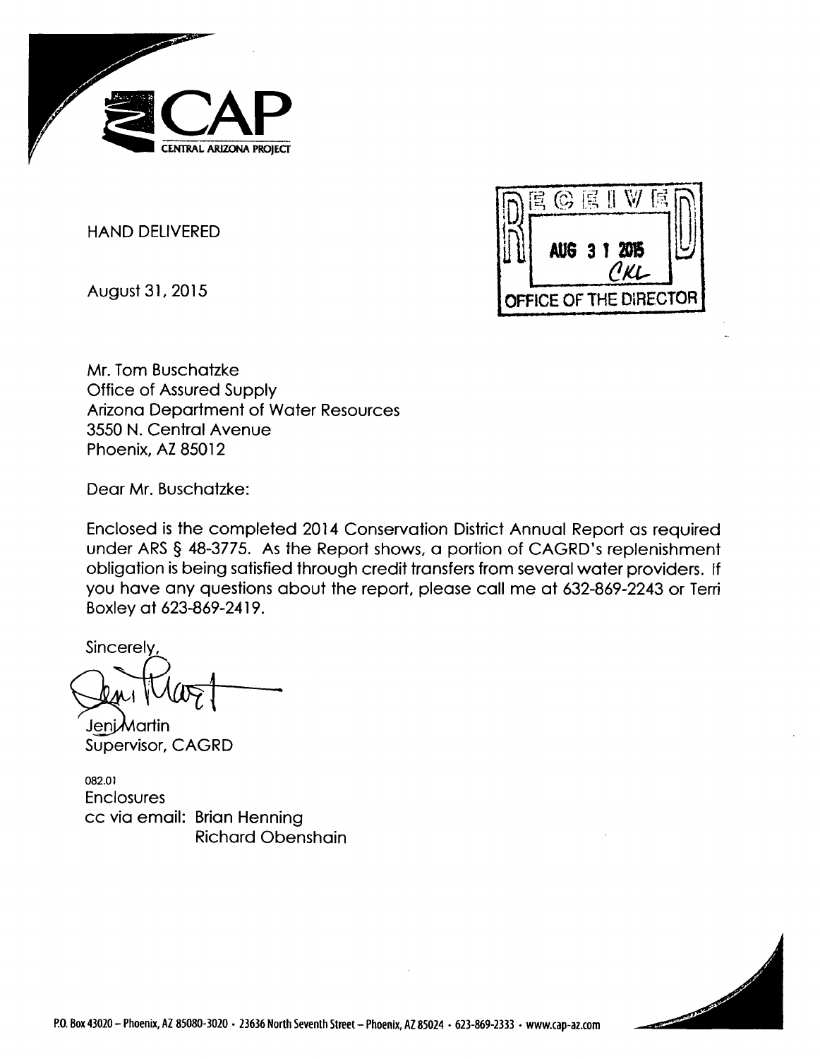CAP
CENTRAL ARIZONA PROJECT

HAND DELIVERED

August 31, 2015

RECEIVED
AUG 31 2015
CKL
OFFICE OF THE DIRECTOR

Mr. Tom Buschatzke
Office of Assured Supply
Arizona Department of Water Resources
3550 N. Central Avenue
Phoenix, AZ 85012

Dear Mr. Buschatzke:

Enclosed is the completed 2014 Conservation District Annual Report as required under ARS § 48-3775. As the Report shows, a portion of CAGRD's replenishment obligation is being satisfied through credit transfers from several water providers. If you have any questions about the report, please call me at 632-869-2243 or Terri Boxley at 623-869-2419.

Sincerely,

Jeni Martin
Supervisor, CAGRD

082.01
Enclosures
cc via email: Brian Henning
Richard Obenshain

P.O. Box 43020 – Phoenix, AZ 85080-3020 • 23636 North Seventh Street – Phoenix, AZ 85024 • 623-869-2333 • www.cap-az.com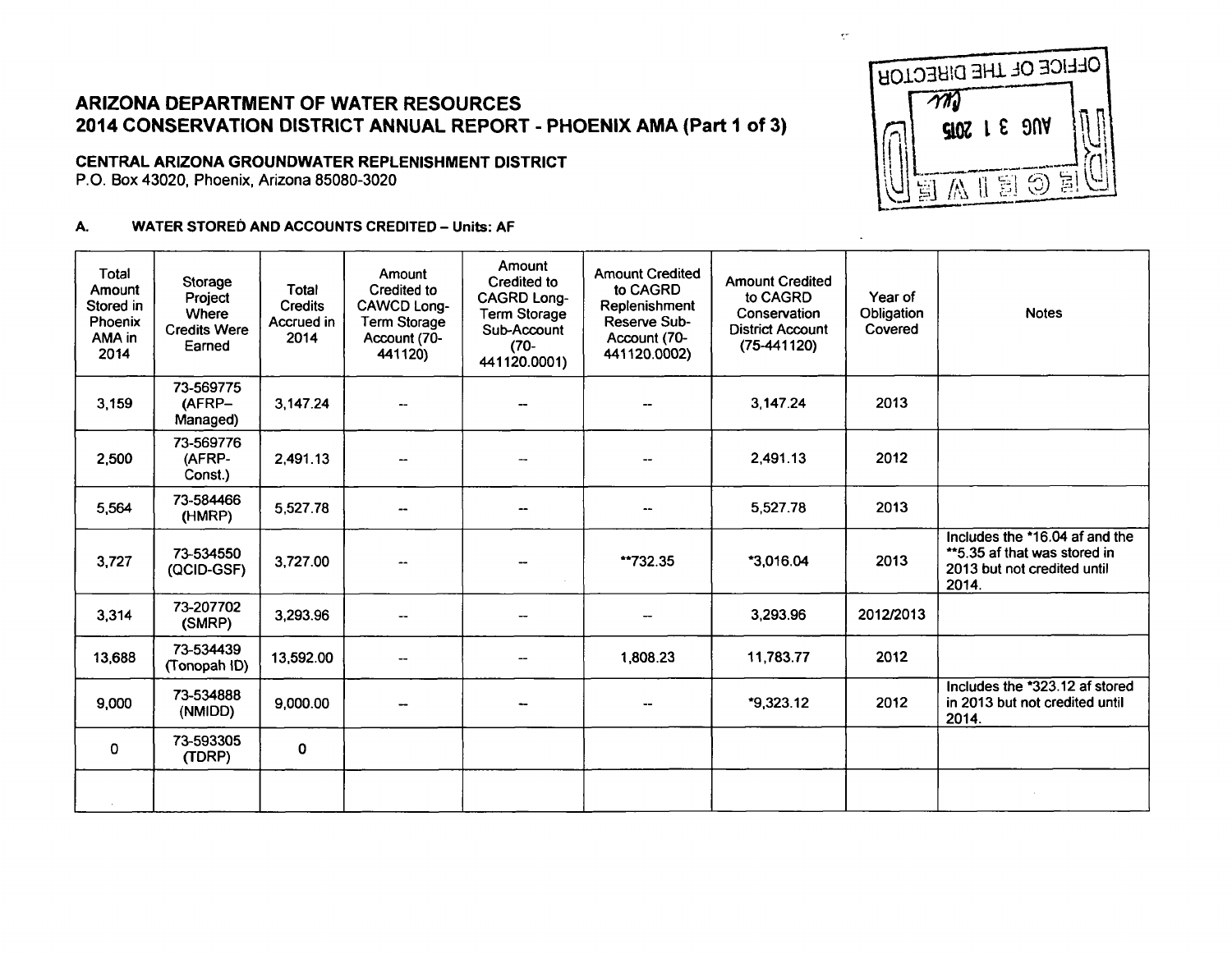## ARIZONA DEPARTMENT OF WATER RESOURCES
## 2014 CONSERVATION DISTRICT ANNUAL REPORT - PHOENIX AMA (Part 1 of 3)

**CENTRAL ARIZONA GROUNDWATER REPLENISHMENT DISTRICT**
P.O. Box 43020, Phoenix, Arizona 85080-3020

OFFICE OF THE DIRECTOR
RECEIVED
AUG 3 1 2015

### A. WATER STORED AND ACCOUNTS CREDITED – Units: AF

| Total Amount Stored in Phoenix AMA in 2014 | Storage Project Where Credits Were Earned | Total Credits Accrued in 2014 | Amount Credited to CAWCD Long-Term Storage Account (70-441120) | Amount Credited to CAGRD Long-Term Storage Sub-Account (70-441120.0001) | Amount Credited to CAGRD Replenishment Reserve Sub-Account (70-441120.0002) | Amount Credited to CAGRD Conservation District Account (75-441120) | Year of Obligation Covered | Notes |
|---|---|---|---|---|---|---|---|---|
| 3,159 | 73-569775 (AFRP–Managed) | 3,147.24 | -- | -- | -- | 3,147.24 | 2013 | |
| 2,500 | 73-569776 (AFRP-Const.) | 2,491.13 | -- | -- | -- | 2,491.13 | 2012 | |
| 5,564 | 73-584466 (HMRP) | 5,527.78 | -- | -- | -- | 5,527.78 | 2013 | |
| 3,727 | 73-534550 (QCID-GSF) | 3,727.00 | -- | -- | **732.35 | *3,016.04 | 2013 | Includes the *16.04 af and the **5.35 af that was stored in 2013 but not credited until 2014. |
| 3,314 | 73-207702 (SMRP) | 3,293.96 | -- | -- | -- | 3,293.96 | 2012/2013 | |
| 13,688 | 73-534439 (Tonopah ID) | 13,592.00 | -- | -- | 1,808.23 | 11,783.77 | 2012 | |
| 9,000 | 73-534888 (NMIDD) | 9,000.00 | -- | -- | -- | *9,323.12 | 2012 | Includes the *323.12 af stored in 2013 but not credited until 2014. |
| 0 | 73-593305 (TDRP) | 0 | | | | | | |
| | | | | | | | | |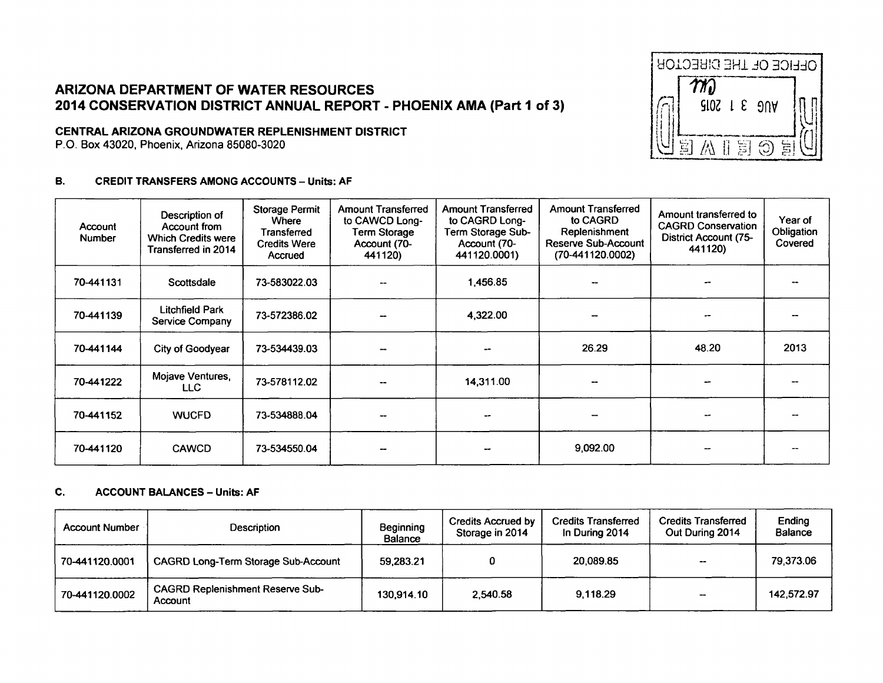# ARIZONA DEPARTMENT OF WATER RESOURCES
# 2014 CONSERVATION DISTRICT ANNUAL REPORT - PHOENIX AMA (Part 1 of 3)

**CENTRAL ARIZONA GROUNDWATER REPLENISHMENT DISTRICT**
P.O. Box 43020, Phoenix, Arizona 85080-3020

OFFICE OF THE DIRECTOR
AUG 31 2015
RECEIVED

### B. CREDIT TRANSFERS AMONG ACCOUNTS – Units: AF

| Account Number | Description of Account from Which Credits were Transferred in 2014 | Storage Permit Where Transferred Credits Were Accrued | Amount Transferred to CAWCD Long-Term Storage Account (70-441120) | Amount Transferred to CAGRD Long-Term Storage Sub-Account (70-441120.0001) | Amount Transferred to CAGRD Replenishment Reserve Sub-Account (70-441120.0002) | Amount transferred to CAGRD Conservation District Account (75-441120) | Year of Obligation Covered |
|---|---|---|---|---|---|---|---|
| 70-441131 | Scottsdale | 73-583022.03 | -- | 1,456.85 | -- | -- | -- |
| 70-441139 | Litchfield Park Service Company | 73-572386.02 | -- | 4,322.00 | -- | -- | -- |
| 70-441144 | City of Goodyear | 73-534439.03 | -- | -- | 26.29 | 48.20 | 2013 |
| 70-441222 | Mojave Ventures, LLC | 73-578112.02 | -- | 14,311.00 | -- | -- | -- |
| 70-441152 | WUCFD | 73-534888.04 | -- | -- | -- | -- | -- |
| 70-441120 | CAWCD | 73-534550.04 | -- | -- | 9,092.00 | -- | -- |

### C. ACCOUNT BALANCES – Units: AF

| Account Number | Description | Beginning Balance | Credits Accrued by Storage in 2014 | Credits Transferred In During 2014 | Credits Transferred Out During 2014 | Ending Balance |
|---|---|---|---|---|---|---|
| 70-441120.0001 | CAGRD Long-Term Storage Sub-Account | 59,283.21 | 0 | 20,089.85 | -- | 79,373.06 |
| 70-441120.0002 | CAGRD Replenishment Reserve Sub-Account | 130,914.10 | 2,540.58 | 9,118.29 | -- | 142,572.97 |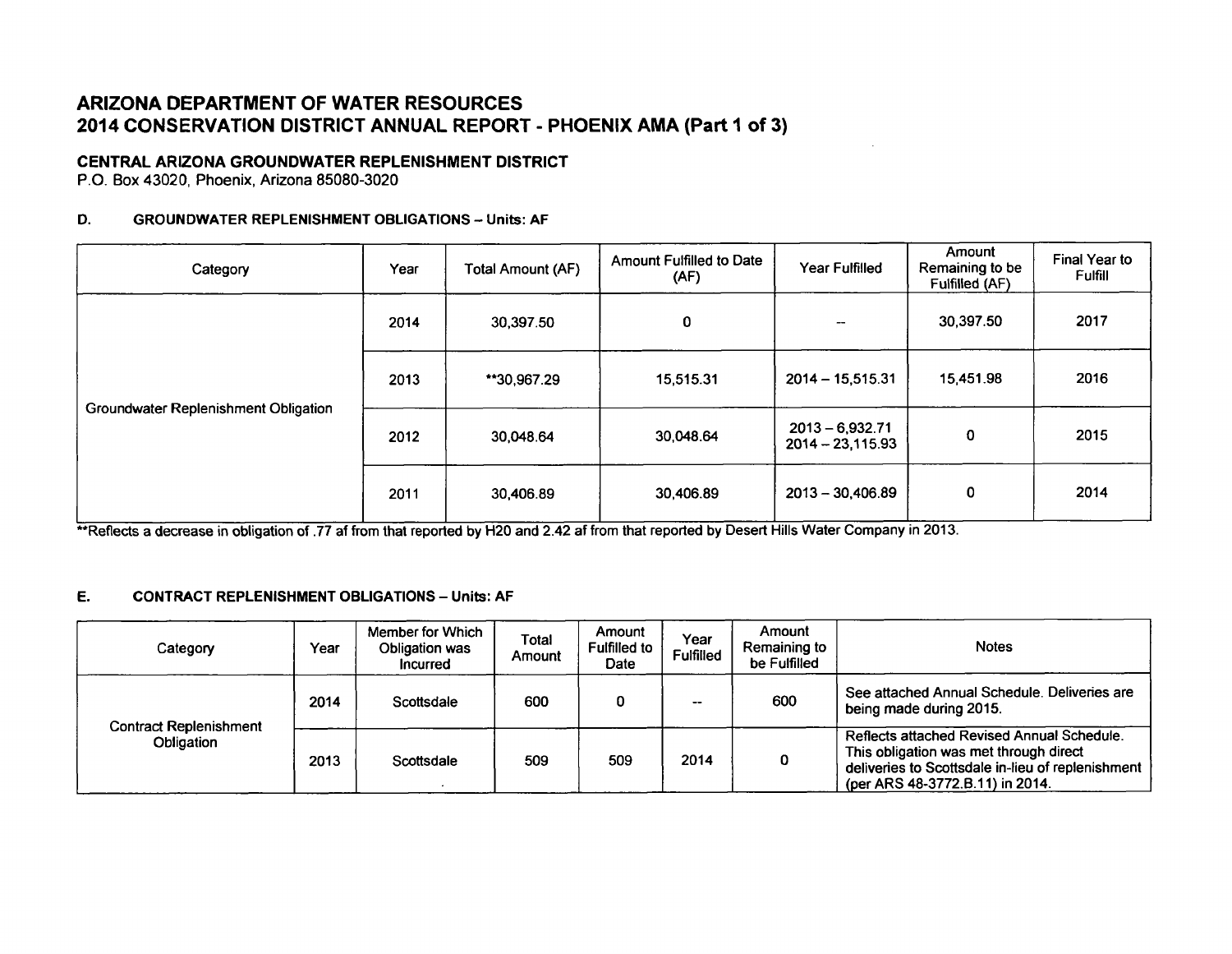# ARIZONA DEPARTMENT OF WATER RESOURCES
# 2014 CONSERVATION DISTRICT ANNUAL REPORT - PHOENIX AMA (Part 1 of 3)

**CENTRAL ARIZONA GROUNDWATER REPLENISHMENT DISTRICT**
P.O. Box 43020, Phoenix, Arizona 85080-3020

### D. GROUNDWATER REPLENISHMENT OBLIGATIONS – Units: AF

| Category | Year | Total Amount (AF) | Amount Fulfilled to Date (AF) | Year Fulfilled | Amount Remaining to be Fulfilled (AF) | Final Year to Fulfill |
|---|---|---|---|---|---|---|
| Groundwater Replenishment Obligation | 2014 | 30,397.50 | 0 | -- | 30,397.50 | 2017 |
| | 2013 | **30,967.29 | 15,515.31 | 2014 – 15,515.31 | 15,451.98 | 2016 |
| | 2012 | 30,048.64 | 30,048.64 | 2013 – 6,932.71<br>2014 – 23,115.93 | 0 | 2015 |
| | 2011 | 30,406.89 | 30,406.89 | 2013 – 30,406.89 | 0 | 2014 |

**Reflects a decrease in obligation of .77 af from that reported by H20 and 2.42 af from that reported by Desert Hills Water Company in 2013.

### E. CONTRACT REPLENISHMENT OBLIGATIONS – Units: AF

| Category | Year | Member for Which Obligation was Incurred | Total Amount | Amount Fulfilled to Date | Year Fulfilled | Amount Remaining to be Fulfilled | Notes |
|---|---|---|---|---|---|---|---|
| Contract Replenishment Obligation | 2014 | Scottsdale | 600 | 0 | -- | 600 | See attached Annual Schedule. Deliveries are being made during 2015. |
| | 2013 | Scottsdale | 509 | 509 | 2014 | 0 | Reflects attached Revised Annual Schedule. This obligation was met through direct deliveries to Scottsdale in-lieu of replenishment (per ARS 48-3772.B.11) in 2014. |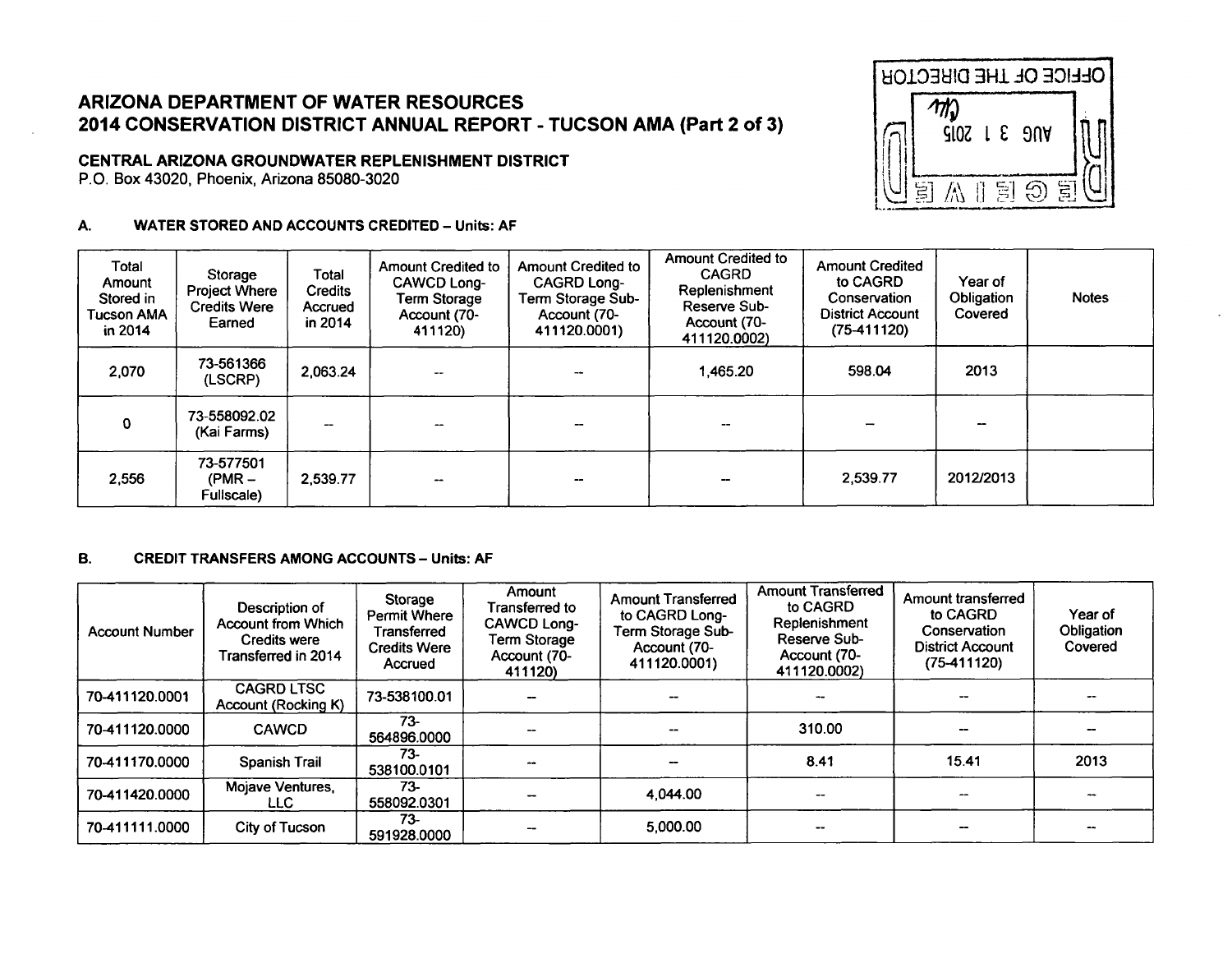# ARIZONA DEPARTMENT OF WATER RESOURCES
# 2014 CONSERVATION DISTRICT ANNUAL REPORT - TUCSON AMA (Part 2 of 3)

**CENTRAL ARIZONA GROUNDWATER REPLENISHMENT DISTRICT**
P.O. Box 43020, Phoenix, Arizona 85080-3020

OFFICE OF THE DIRECTOR
AUG 3 1 2015
RECEIVED

## A. WATER STORED AND ACCOUNTS CREDITED – Units: AF

| Total Amount Stored in Tucson AMA in 2014 | Storage Project Where Credits Were Earned | Total Credits Accrued in 2014 | Amount Credited to CAWCD Long-Term Storage Account (70-411120) | Amount Credited to CAGRD Long-Term Storage Sub-Account (70-411120.0001) | Amount Credited to CAGRD Replenishment Reserve Sub-Account (70-411120.0002) | Amount Credited to CAGRD Conservation District Account (75-411120) | Year of Obligation Covered | Notes |
|---|---|---|---|---|---|---|---|---|
| 2,070 | 73-561366 (LSCRP) | 2,063.24 | -- | -- | 1,465.20 | 598.04 | 2013 | |
| 0 | 73-558092.02 (Kai Farms) | -- | -- | -- | -- | -- | -- | |
| 2,556 | 73-577501 (PMR – Fullscale) | 2,539.77 | -- | -- | -- | 2,539.77 | 2012/2013 | |

## B. CREDIT TRANSFERS AMONG ACCOUNTS – Units: AF

| Account Number | Description of Account from Which Credits were Transferred in 2014 | Storage Permit Where Transferred Credits Were Accrued | Amount Transferred to CAWCD Long-Term Storage Account (70-411120) | Amount Transferred to CAGRD Long-Term Storage Sub-Account (70-411120.0001) | Amount Transferred to CAGRD Replenishment Reserve Sub-Account (70-411120.0002) | Amount transferred to CAGRD Conservation District Account (75-411120) | Year of Obligation Covered |
|---|---|---|---|---|---|---|---|
| 70-411120.0001 | CAGRD LTSC Account (Rocking K) | 73-538100.01 | -- | -- | -- | -- | -- |
| 70-411120.0000 | CAWCD | 73-564896.0000 | -- | -- | 310.00 | -- | -- |
| 70-411170.0000 | Spanish Trail | 73-538100.0101 | -- | -- | 8.41 | 15.41 | 2013 |
| 70-411420.0000 | Mojave Ventures, LLC | 73-558092.0301 | -- | 4,044.00 | -- | -- | -- |
| 70-411111.0000 | City of Tucson | 73-591928.0000 | -- | 5,000.00 | -- | -- | -- |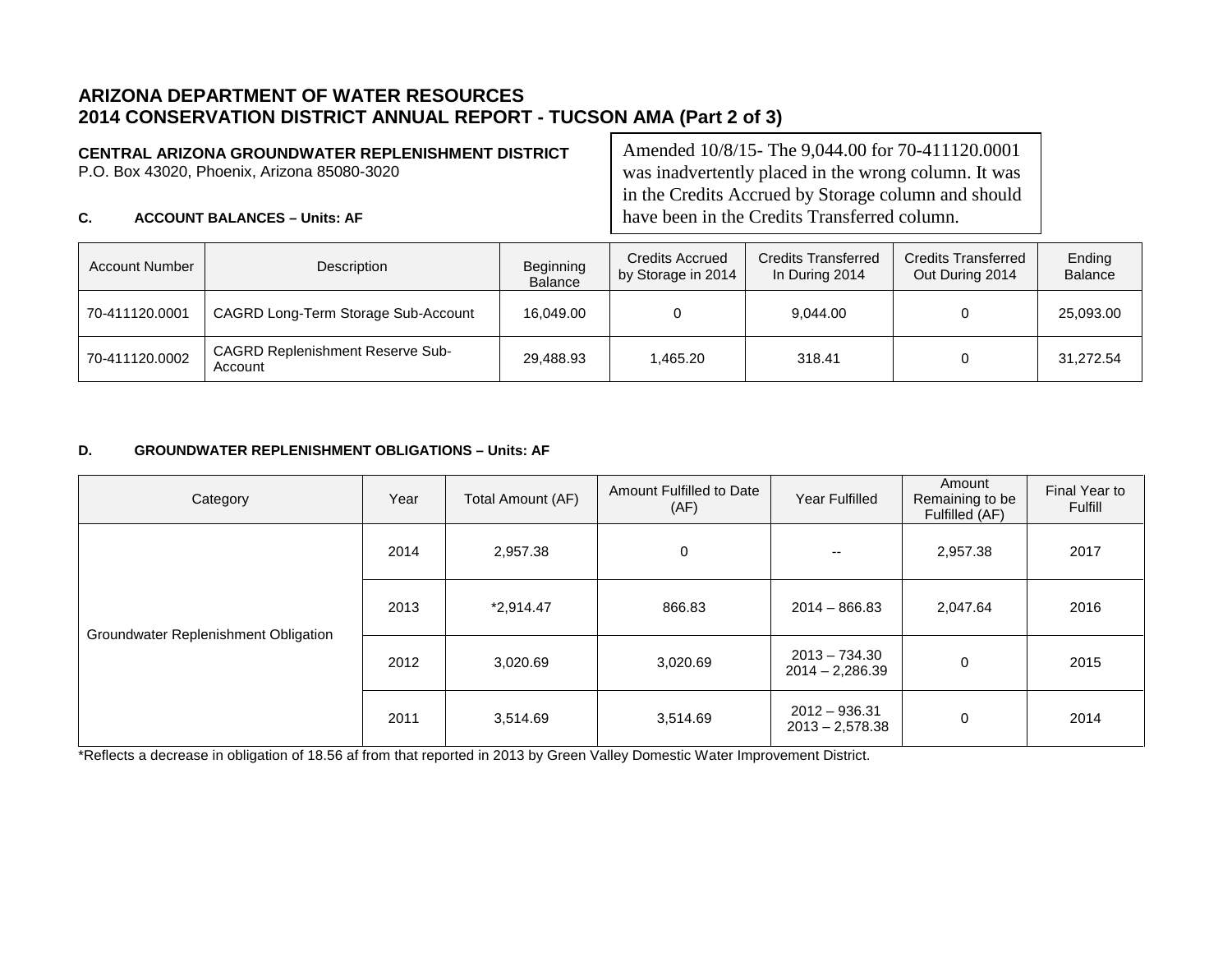# ARIZONA DEPARTMENT OF WATER RESOURCES
# 2014 CONSERVATION DISTRICT ANNUAL REPORT - TUCSON AMA (Part 2 of 3)

**CENTRAL ARIZONA GROUNDWATER REPLENISHMENT DISTRICT**
P.O. Box 43020, Phoenix, Arizona 85080-3020

Amended 10/8/15- The 9,044.00 for 70-411120.0001 was inadvertently placed in the wrong column. It was in the Credits Accrued by Storage column and should have been in the Credits Transferred column.

### C. ACCOUNT BALANCES – Units: AF

| Account Number | Description | Beginning Balance | Credits Accrued by Storage in 2014 | Credits Transferred In During 2014 | Credits Transferred Out During 2014 | Ending Balance |
|---|---|---|---|---|---|---|
| 70-411120.0001 | CAGRD Long-Term Storage Sub-Account | 16,049.00 | 0 | 9,044.00 | 0 | 25,093.00 |
| 70-411120.0002 | CAGRD Replenishment Reserve Sub-Account | 29,488.93 | 1,465.20 | 318.41 | 0 | 31,272.54 |

### D. GROUNDWATER REPLENISHMENT OBLIGATIONS – Units: AF

| Category | Year | Total Amount (AF) | Amount Fulfilled to Date (AF) | Year Fulfilled | Amount Remaining to be Fulfilled (AF) | Final Year to Fulfill |
|---|---|---|---|---|---|---|
| Groundwater Replenishment Obligation | 2014 | 2,957.38 | 0 | -- | 2,957.38 | 2017 |
| | 2013 | *2,914.47 | 866.83 | 2014 – 866.83 | 2,047.64 | 2016 |
| | 2012 | 3,020.69 | 3,020.69 | 2013 – 734.30<br>2014 – 2,286.39 | 0 | 2015 |
| | 2011 | 3,514.69 | 3,514.69 | 2012 – 936.31<br>2013 – 2,578.38 | 0 | 2014 |

*Reflects a decrease in obligation of 18.56 af from that reported in 2013 by Green Valley Domestic Water Improvement District.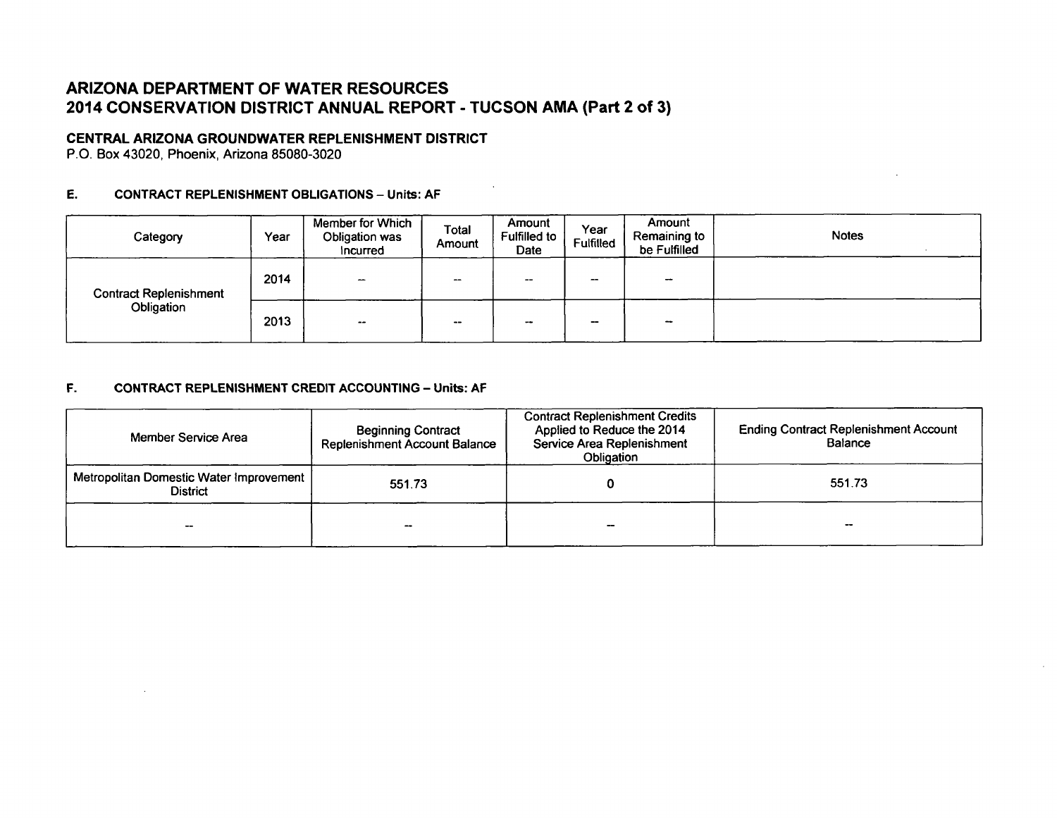# ARIZONA DEPARTMENT OF WATER RESOURCES
# 2014 CONSERVATION DISTRICT ANNUAL REPORT - TUCSON AMA (Part 2 of 3)

**CENTRAL ARIZONA GROUNDWATER REPLENISHMENT DISTRICT**
P.O. Box 43020, Phoenix, Arizona 85080-3020

### E. CONTRACT REPLENISHMENT OBLIGATIONS – Units: AF

| Category | Year | Member for Which Obligation was Incurred | Total Amount | Amount Fulfilled to Date | Year Fulfilled | Amount Remaining to be Fulfilled | Notes |
|---|---|---|---|---|---|---|---|
| Contract Replenishment Obligation | 2014 | -- | -- | -- | -- | -- | |
| | 2013 | -- | -- | -- | -- | -- | |

### F. CONTRACT REPLENISHMENT CREDIT ACCOUNTING – Units: AF

| Member Service Area | Beginning Contract Replenishment Account Balance | Contract Replenishment Credits Applied to Reduce the 2014 Service Area Replenishment Obligation | Ending Contract Replenishment Account Balance |
|---|---|---|---|
| Metropolitan Domestic Water Improvement District | 551.73 | 0 | 551.73 |
| -- | -- | -- | -- |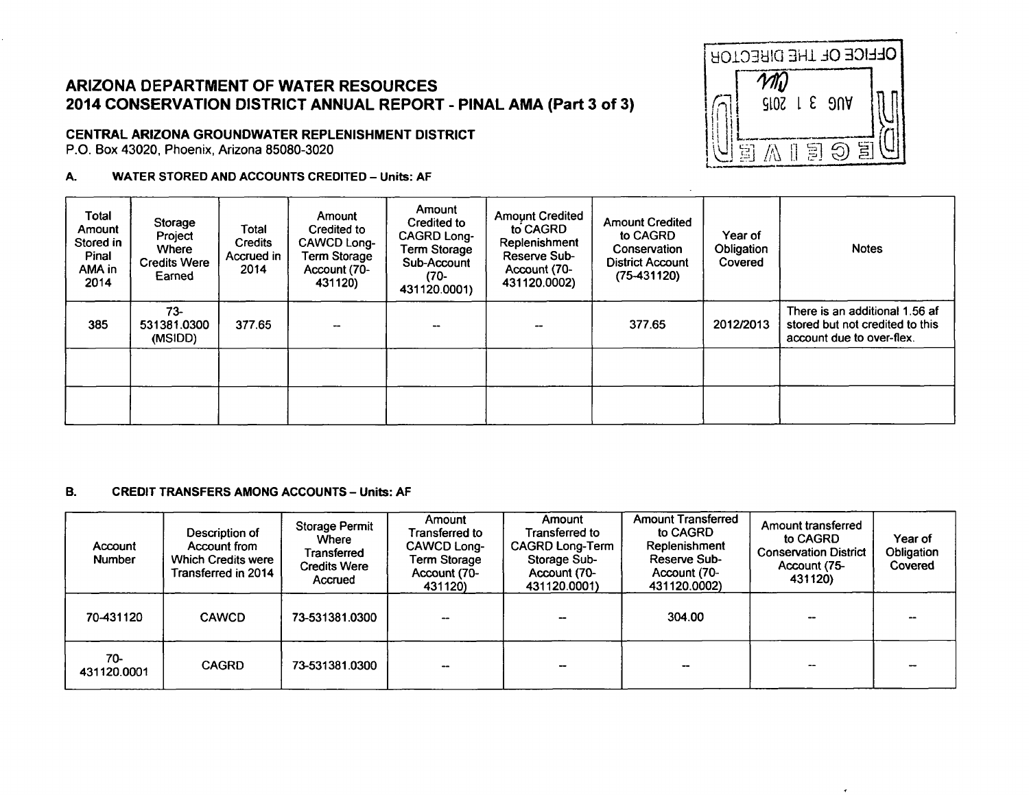# ARIZONA DEPARTMENT OF WATER RESOURCES
## 2014 CONSERVATION DISTRICT ANNUAL REPORT - PINAL AMA (Part 3 of 3)

OFFICE OF THE DIRECTOR
AUG 3 1 2015
RECEIVED

**CENTRAL ARIZONA GROUNDWATER REPLENISHMENT DISTRICT**
P.O. Box 43020, Phoenix, Arizona 85080-3020

### A. WATER STORED AND ACCOUNTS CREDITED – Units: AF

| Total Amount Stored in Pinal AMA in 2014 | Storage Project Where Credits Were Earned | Total Credits Accrued in 2014 | Amount Credited to CAWCD Long-Term Storage Account (70-431120) | Amount Credited to CAGRD Long-Term Storage Sub-Account (70-431120.0001) | Amount Credited to CAGRD Replenishment Reserve Sub-Account (70-431120.0002) | Amount Credited to CAGRD Conservation District Account (75-431120) | Year of Obligation Covered | Notes |
|---|---|---|---|---|---|---|---|---|
| 385 | 73-531381.0300 (MSIDD) | 377.65 | -- | -- | -- | 377.65 | 2012/2013 | There is an additional 1.56 af stored but not credited to this account due to over-flex. |
| | | | | | | | | |
| | | | | | | | | |

### B. CREDIT TRANSFERS AMONG ACCOUNTS – Units: AF

| Account Number | Description of Account from Which Credits were Transferred in 2014 | Storage Permit Where Transferred Credits Were Accrued | Amount Transferred to CAWCD Long-Term Storage Account (70-431120) | Amount Transferred to CAGRD Long-Term Storage Sub-Account (70-431120.0001) | Amount Transferred to CAGRD Replenishment Reserve Sub-Account (70-431120.0002) | Amount transferred to CAGRD Conservation District Account (75-431120) | Year of Obligation Covered |
|---|---|---|---|---|---|---|---|
| 70-431120 | CAWCD | 73-531381.0300 | -- | -- | 304.00 | -- | -- |
| 70-431120.0001 | CAGRD | 73-531381.0300 | -- | -- | -- | -- | -- |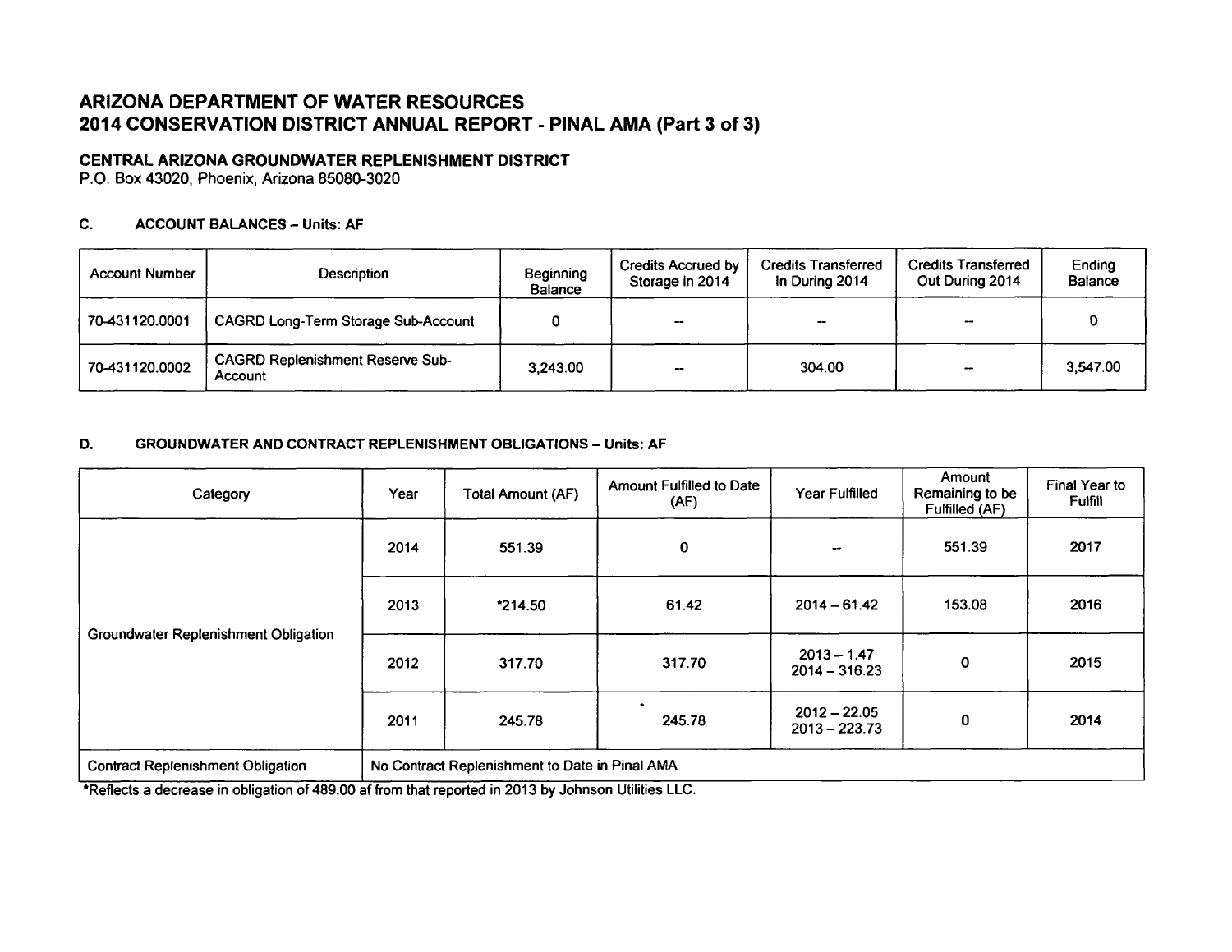# ARIZONA DEPARTMENT OF WATER RESOURCES
# 2014 CONSERVATION DISTRICT ANNUAL REPORT - PINAL AMA (Part 3 of 3)

**CENTRAL ARIZONA GROUNDWATER REPLENISHMENT DISTRICT**
P.O. Box 43020, Phoenix, Arizona 85080-3020

### C. ACCOUNT BALANCES – Units: AF

| Account Number | Description | Beginning Balance | Credits Accrued by Storage in 2014 | Credits Transferred In During 2014 | Credits Transferred Out During 2014 | Ending Balance |
|---|---|---|---|---|---|---|
| 70-431120.0001 | CAGRD Long-Term Storage Sub-Account | 0 | -- | -- | -- | 0 |
| 70-431120.0002 | CAGRD Replenishment Reserve Sub-Account | 3,243.00 | -- | 304.00 | -- | 3,547.00 |

### D. GROUNDWATER AND CONTRACT REPLENISHMENT OBLIGATIONS – Units: AF

| Category | Year | Total Amount (AF) | Amount Fulfilled to Date (AF) | Year Fulfilled | Amount Remaining to be Fulfilled (AF) | Final Year to Fulfill |
|---|---|---|---|---|---|---|
| Groundwater Replenishment Obligation | 2014 | 551.39 | 0 | -- | 551.39 | 2017 |
| | 2013 | *214.50 | 61.42 | 2014 – 61.42 | 153.08 | 2016 |
| | 2012 | 317.70 | 317.70 | 2013 – 1.47<br>2014 – 316.23 | 0 | 2015 |
| | 2011 | 245.78 | 245.78 | 2012 – 22.05<br>2013 – 223.73 | 0 | 2014 |
| Contract Replenishment Obligation | No Contract Replenishment to Date in Pinal AMA | | | | | |

*Reflects a decrease in obligation of 489.00 af from that reported in 2013 by Johnson Utilities LLC.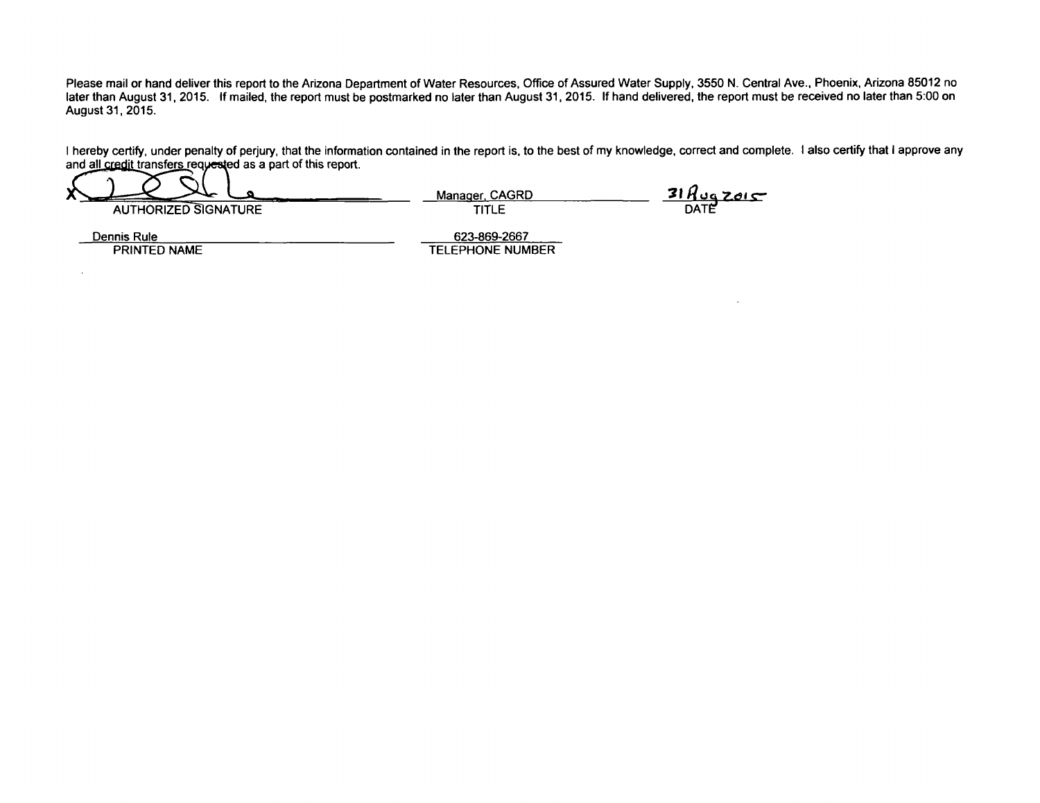Please mail or hand deliver this report to the Arizona Department of Water Resources, Office of Assured Water Supply, 3550 N. Central Ave., Phoenix, Arizona 85012 no later than August 31, 2015. If mailed, the report must be postmarked no later than August 31, 2015. If hand delivered, the report must be received no later than 5:00 on August 31, 2015.

I hereby certify, under penalty of perjury, that the information contained in the report is, to the best of my knowledge, correct and complete. I also certify that I approve any and all credit transfers requested as a part of this report.

| | | |
|---|---|---|
| X [signature] | Manager, CAGRD | 31 Aug 2015 |
| AUTHORIZED SIGNATURE | TITLE | DATE |
| Dennis Rule | 623-869-2667 | |
| PRINTED NAME | TELEPHONE NUMBER | |